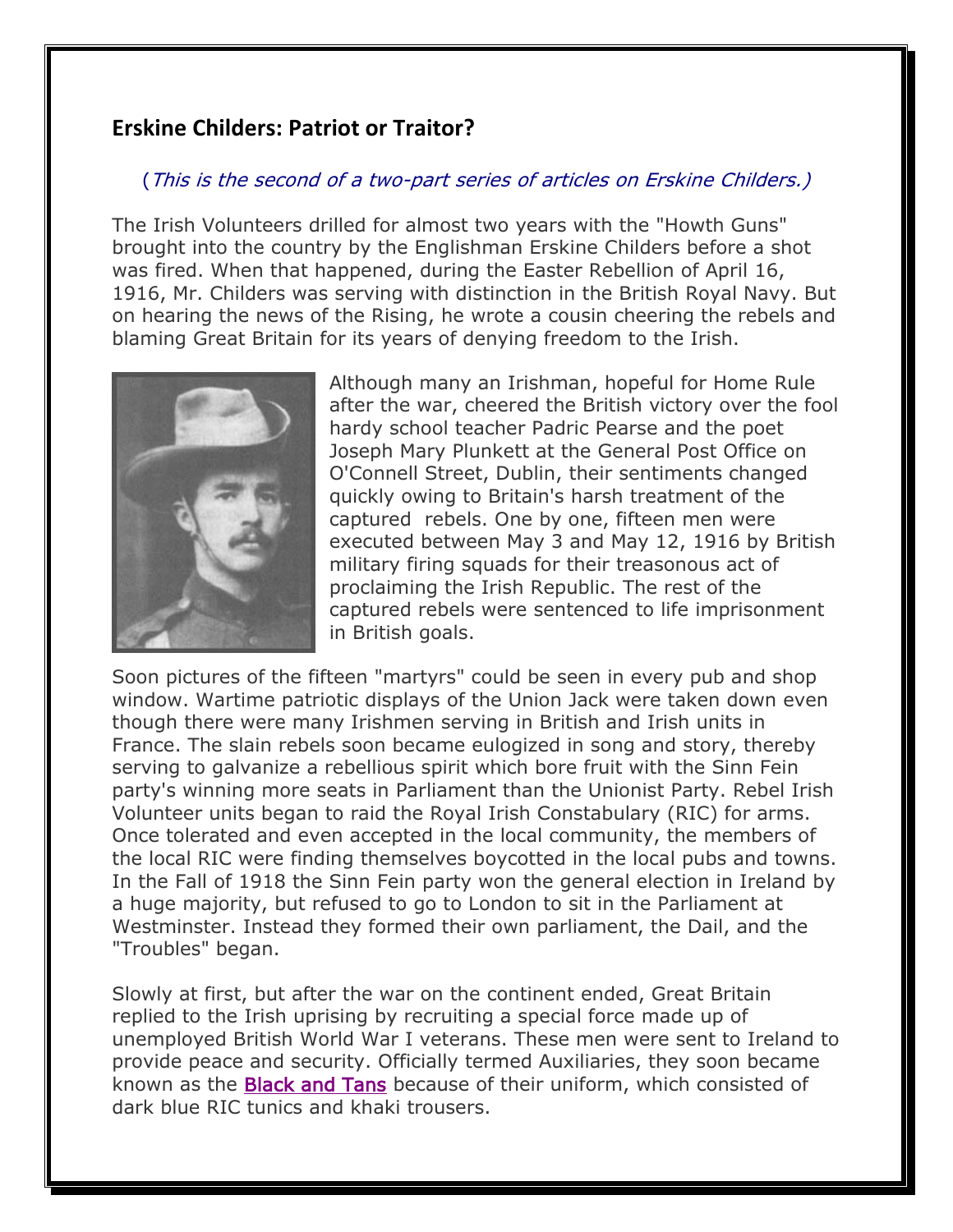## Erskine Childers: Patriot or Traitor?

(*This is the second of a two-part series of articles on Erskine Childers.)*

The Irish Volunteers drilled for almost two years with the "Howth Guns" brought into the country by the Englishman Erskine Childers before a shot was fired. When that happened, during the Easter Rebellion of April 16, 1916, Mr. Childers was serving with distinction in the British Royal Navy. But on hearing the news of the Rising, he wrote a cousin cheering the rebels and blaming Great Britain for its years of denying freedom to the Irish.

Although many an Irishman, hopeful for Home Rule after the war, cheered the British victory over the fool hardy school teacher Padric Pearse and the poet Joseph Mary Plunkett at the General Post Office on O'Connell Street, Dublin, their sentiments changed quickly owing to Britain's harsh treatment of the captured rebels. One by one, fifteen men were executed between May 3 and May 12, 1916 by British military firing squads for their treasonous act of proclaiming the Irish Republic. The rest of the captured rebels were sentenced to life imprisonment in British goals.

Soon pictures of the fifteen "martyrs" could be seen in every pub and shop window. Wartime patriotic displays of the Union Jack were taken down even though there were many Irishmen serving in British and Irish units in France. The slain rebels soon became eulogized in song and story, thereby serving to galvanize a rebellious spirit which bore fruit with the Sinn Fein party's winning more seats in Parliament than the Unionist Party. Rebel Irish Volunteer units began to raid the Royal Irish Constabulary (RIC) for arms. Once tolerated and even accepted in the local community, the members of the local RIC were finding themselves boycotted in the local pubs and towns. In the Fall of 1918 the Sinn Fein party won the general election in Ireland by a huge majority, but refused to go to London to sit in the Parliament at Westminster. Instead they formed their own parliament, the Dail, and the "Troubles" began.

Slowly at first, but after the war on the continent ended, Great Britain replied to the Irish uprising by recruiting a special force made up of unemployed British World War I veterans. These men were sent to Ireland to provide peace and security. Officially termed Auxiliaries, they soon became known as the Black and Tans because of their uniform, which consisted of dark blue RIC tunics and khaki trousers.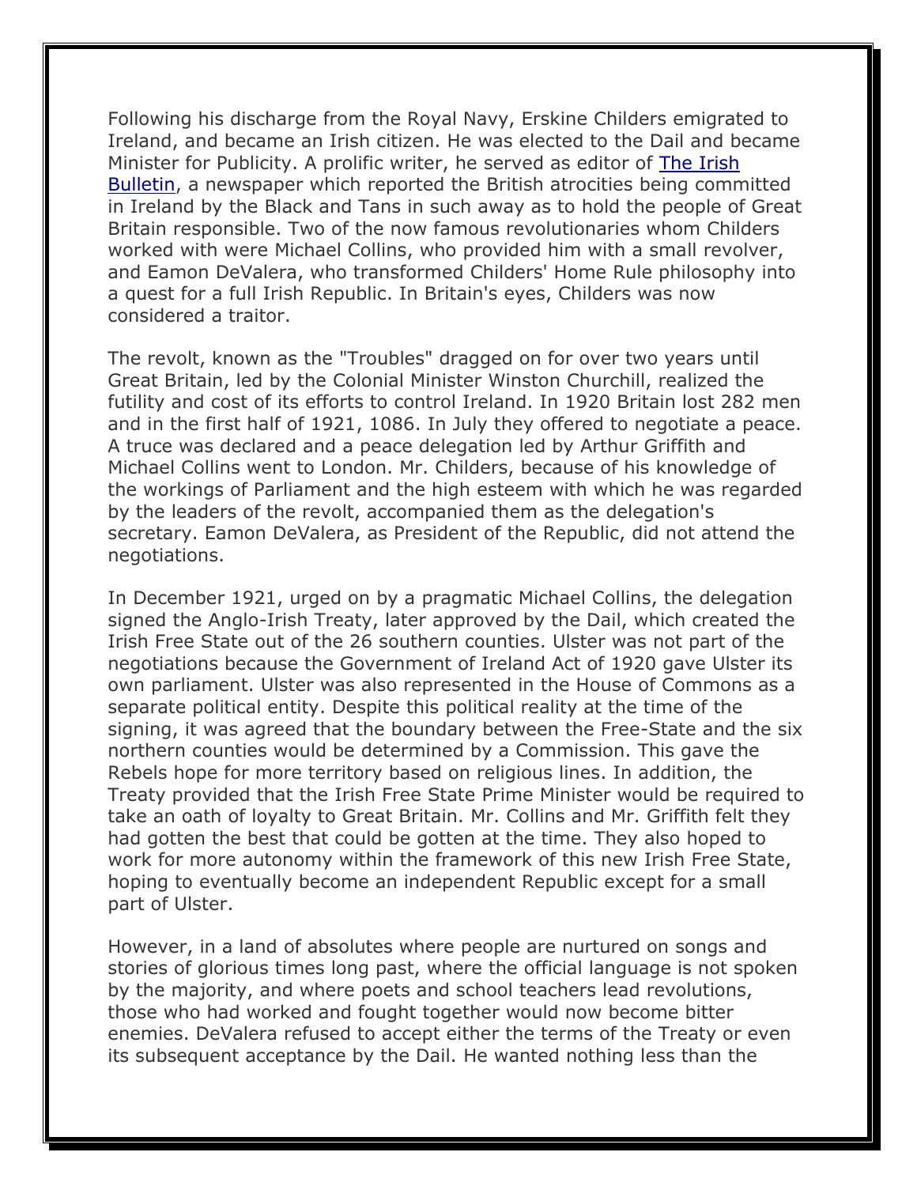Following his discharge from the Royal Navy, Erskine Childers emigrated to Ireland, and became an Irish citizen. He was elected to the Dail and became Minister for Publicity. A prolific writer, he served as editor of The Irish Bulletin, a newspaper which reported the British atrocities being committed in Ireland by the Black and Tans in such away as to hold the people of Great Britain responsible. Two of the now famous revolutionaries whom Childers worked with were Michael Collins, who provided him with a small revolver, and Eamon DeValera, who transformed Childers' Home Rule philosophy into a quest for a full Irish Republic. In Britain's eyes, Childers was now considered a traitor.

The revolt, known as the "Troubles" dragged on for over two years until Great Britain, led by the Colonial Minister Winston Churchill, realized the futility and cost of its efforts to control Ireland. In 1920 Britain lost 282 men and in the first half of 1921, 1086. In July they offered to negotiate a peace. A truce was declared and a peace delegation led by Arthur Griffith and Michael Collins went to London. Mr. Childers, because of his knowledge of the workings of Parliament and the high esteem with which he was regarded by the leaders of the revolt, accompanied them as the delegation's secretary. Eamon DeValera, as President of the Republic, did not attend the negotiations.

In December 1921, urged on by a pragmatic Michael Collins, the delegation signed the Anglo-Irish Treaty, later approved by the Dail, which created the Irish Free State out of the 26 southern counties. Ulster was not part of the negotiations because the Government of Ireland Act of 1920 gave Ulster its own parliament. Ulster was also represented in the House of Commons as a separate political entity. Despite this political reality at the time of the signing, it was agreed that the boundary between the Free-State and the six northern counties would be determined by a Commission. This gave the Rebels hope for more territory based on religious lines. In addition, the Treaty provided that the Irish Free State Prime Minister would be required to take an oath of loyalty to Great Britain. Mr. Collins and Mr. Griffith felt they had gotten the best that could be gotten at the time. They also hoped to work for more autonomy within the framework of this new Irish Free State, hoping to eventually become an independent Republic except for a small part of Ulster.

However, in a land of absolutes where people are nurtured on songs and stories of glorious times long past, where the official language is not spoken by the majority, and where poets and school teachers lead revolutions, those who had worked and fought together would now become bitter enemies. DeValera refused to accept either the terms of the Treaty or even its subsequent acceptance by the Dail. He wanted nothing less than the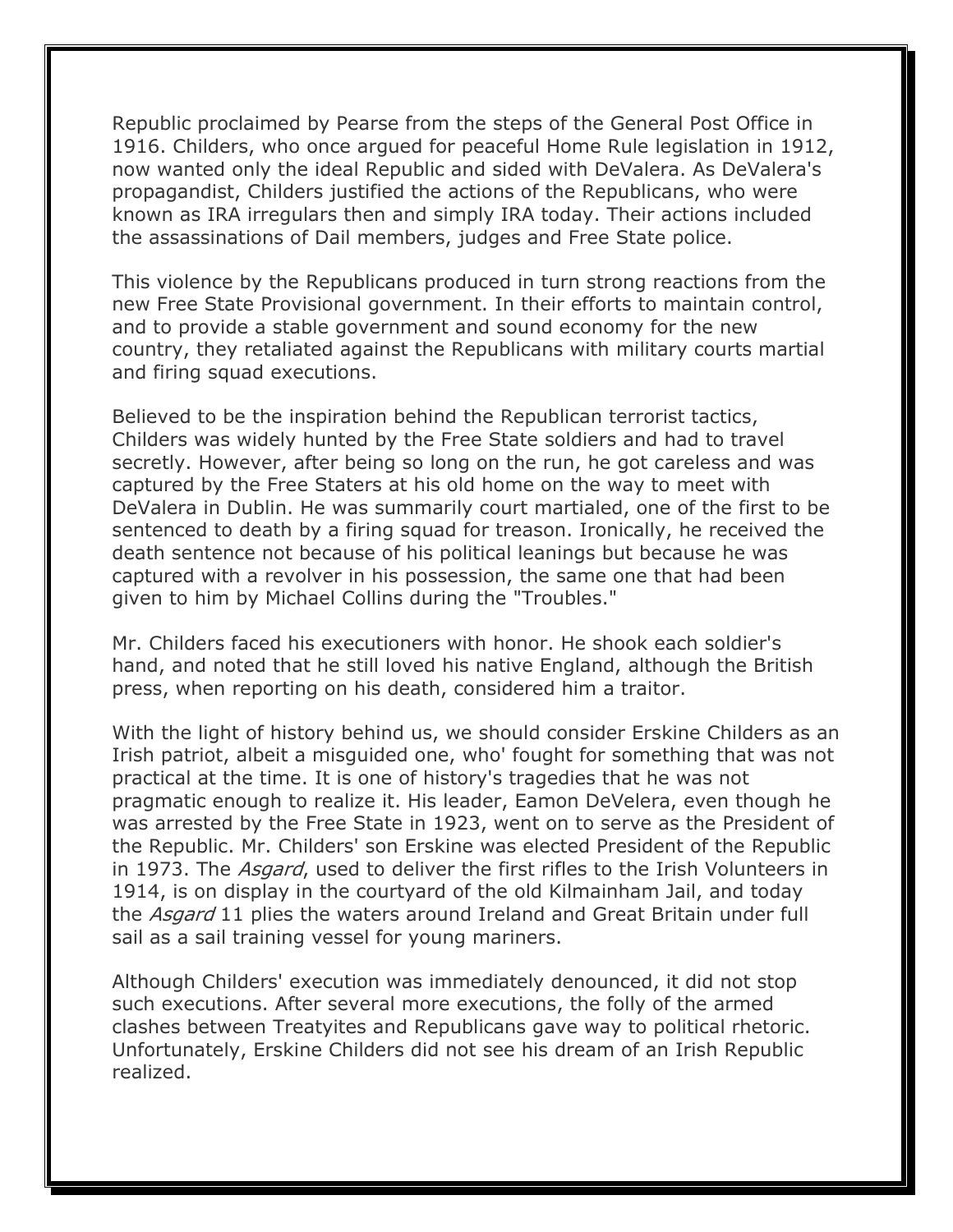Republic proclaimed by Pearse from the steps of the General Post Office in 1916. Childers, who once argued for peaceful Home Rule legislation in 1912, now wanted only the ideal Republic and sided with DeValera. As DeValera's propagandist, Childers justified the actions of the Republicans, who were known as IRA irregulars then and simply IRA today. Their actions included the assassinations of Dail members, judges and Free State police.

This violence by the Republicans produced in turn strong reactions from the new Free State Provisional government. In their efforts to maintain control, and to provide a stable government and sound economy for the new country, they retaliated against the Republicans with military courts martial and firing squad executions.

Believed to be the inspiration behind the Republican terrorist tactics, Childers was widely hunted by the Free State soldiers and had to travel secretly. However, after being so long on the run, he got careless and was captured by the Free Staters at his old home on the way to meet with DeValera in Dublin. He was summarily court martialed, one of the first to be sentenced to death by a firing squad for treason. Ironically, he received the death sentence not because of his political leanings but because he was captured with a revolver in his possession, the same one that had been given to him by Michael Collins during the "Troubles."

Mr. Childers faced his executioners with honor. He shook each soldier's hand, and noted that he still loved his native England, although the British press, when reporting on his death, considered him a traitor.

With the light of history behind us, we should consider Erskine Childers as an Irish patriot, albeit a misguided one, who' fought for something that was not practical at the time. It is one of history's tragedies that he was not pragmatic enough to realize it. His leader, Eamon DeVelera, even though he was arrested by the Free State in 1923, went on to serve as the President of the Republic. Mr. Childers' son Erskine was elected President of the Republic in 1973. The *Asgard*, used to deliver the first rifles to the Irish Volunteers in 1914, is on display in the courtyard of the old Kilmainham Jail, and today the *Asgard* 11 plies the waters around Ireland and Great Britain under full sail as a sail training vessel for young mariners.

Although Childers' execution was immediately denounced, it did not stop such executions. After several more executions, the folly of the armed clashes between Treatyites and Republicans gave way to political rhetoric. Unfortunately, Erskine Childers did not see his dream of an Irish Republic realized.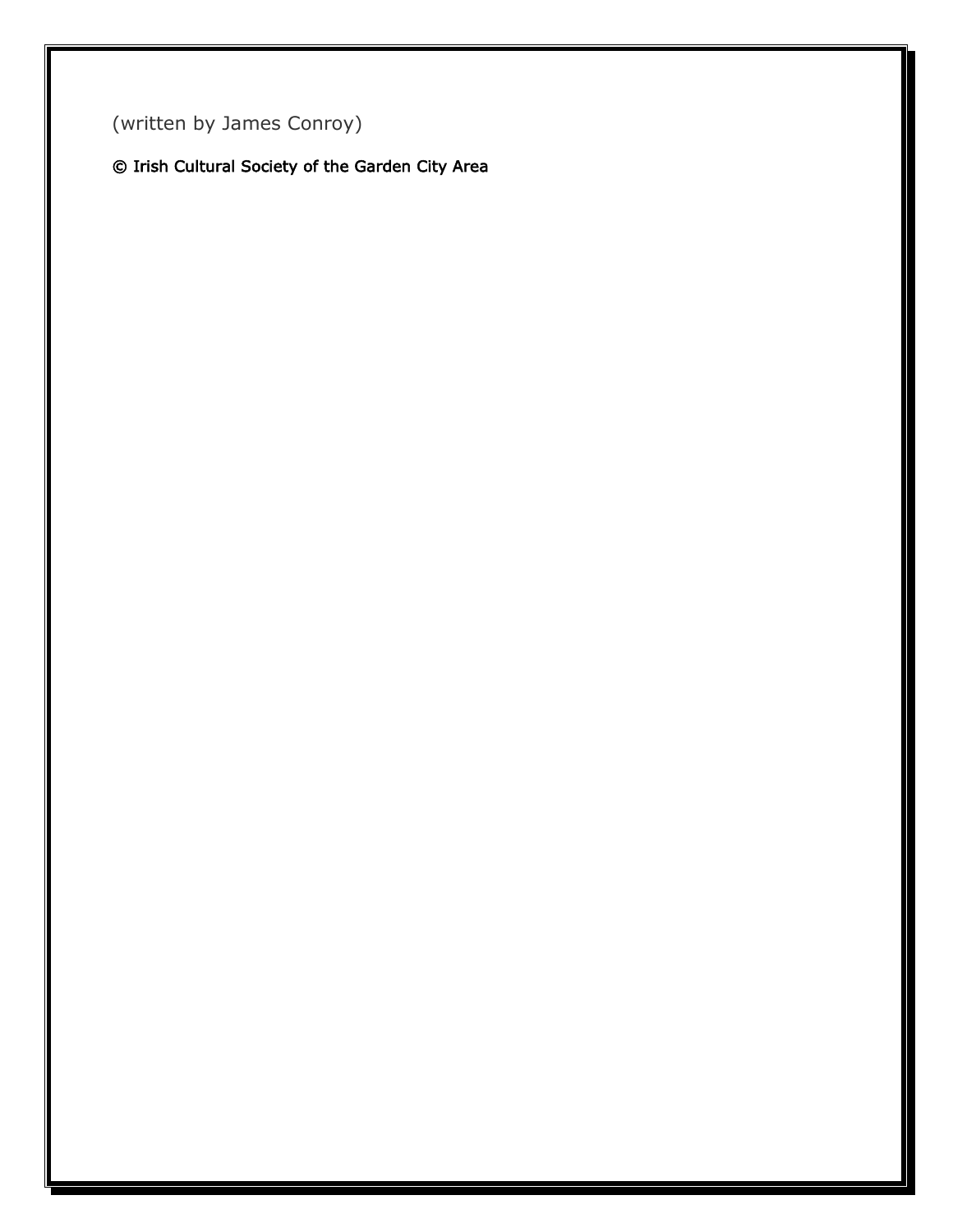(written by James Conroy)

© Irish Cultural Society of the Garden City Area